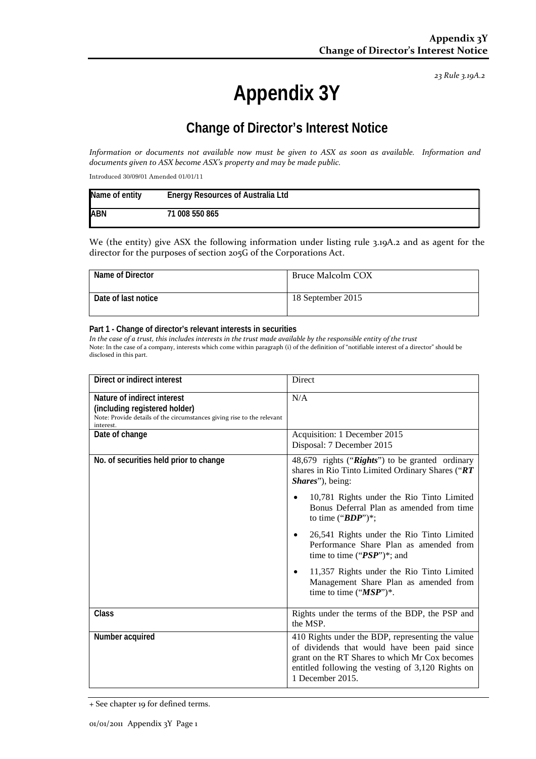23 Rule 3.19A.2

# Appendix 3Y

## Change of Director's Interest Notice

*Information or documents not available now must be given to ASX as soon as available. Information and documents given to ASX become ASX's property and may be made public.*

Introduced 30/09/01 Amended 01/01/11

| Name of entity | Energy Resources of Australia Ltd |
|---|---|
| ABN | 71 008 550 865 |

We (the entity) give ASX the following information under listing rule 3.19A.2 and as agent for the director for the purposes of section 205G of the Corporations Act.

| Name of Director | Bruce Malcolm COX |
|---|---|
| Date of last notice | 18 September 2015 |

**Part 1 - Change of director's relevant interests in securities**

*In the case of a trust, this includes interests in the trust made available by the responsible entity of the trust*

Note: In the case of a company, interests which come within paragraph (i) of the definition of "notifiable interest of a director" should be disclosed in this part.

| Direct or indirect interest | Direct |
|---|---|
| **Nature of indirect interest (including registered holder)**<br>Note: Provide details of the circumstances giving rise to the relevant interest. | N/A |
| **Date of change** | Acquisition: 1 December 2015<br>Disposal: 7 December 2015 |
| **No. of securities held prior to change** | 48,679 rights ("***Rights***") to be granted ordinary shares in Rio Tinto Limited Ordinary Shares ("***RT Shares***"), being:<br>• 10,781 Rights under the Rio Tinto Limited Bonus Deferral Plan as amended from time to time ("***BDP***")*;<br>• 26,541 Rights under the Rio Tinto Limited Performance Share Plan as amended from time to time ("***PSP***")*; and<br>• 11,357 Rights under the Rio Tinto Limited Management Share Plan as amended from time to time ("***MSP***")*. |
| **Class** | Rights under the terms of the BDP, the PSP and the MSP. |
| **Number acquired** | 410 Rights under the BDP, representing the value of dividends that would have been paid since grant on the RT Shares to which Mr Cox becomes entitled following the vesting of 3,120 Rights on 1 December 2015. |

+ See chapter 19 for defined terms.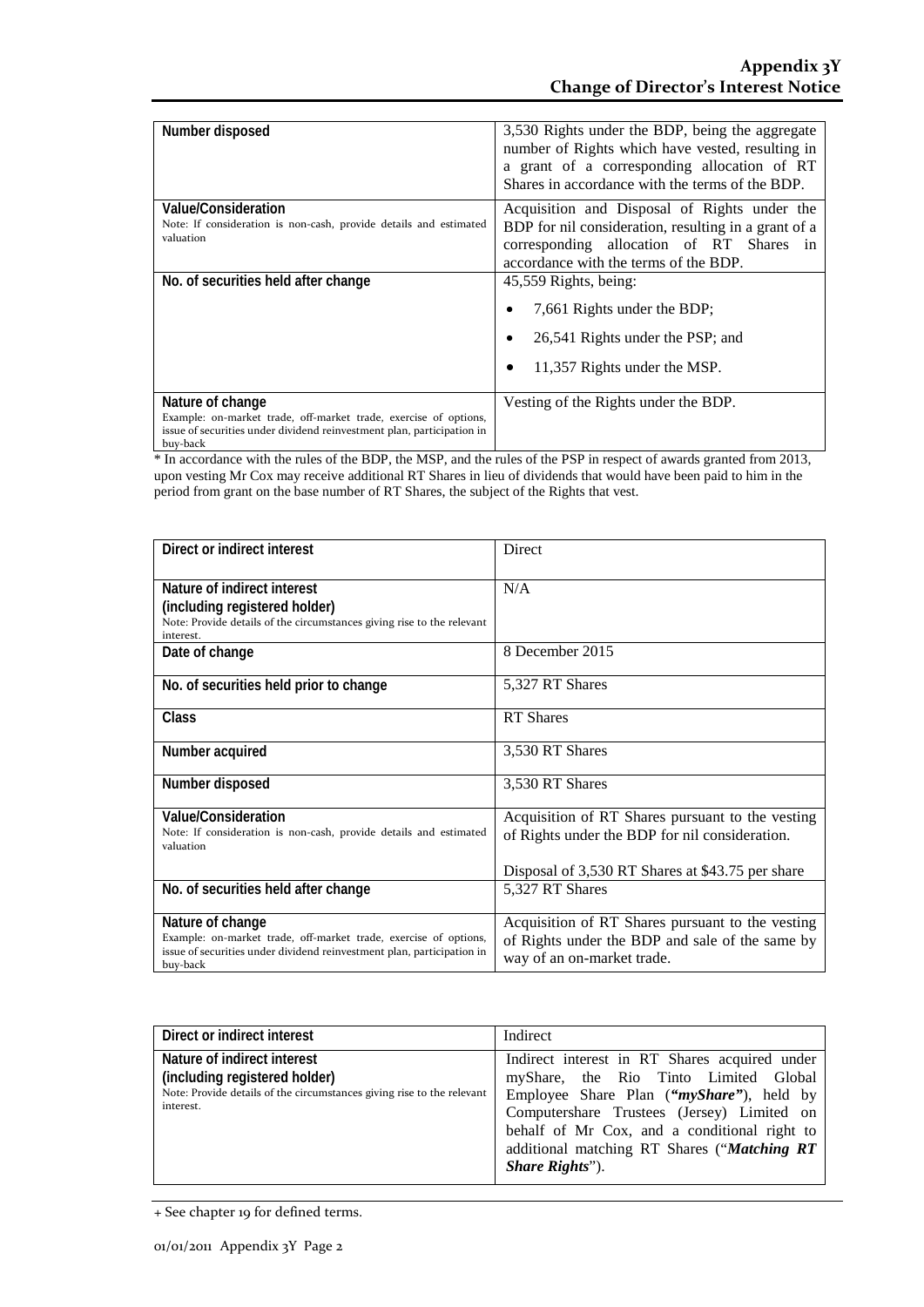| | |
|---|---|
| **Number disposed** | 3,530 Rights under the BDP, being the aggregate number of Rights which have vested, resulting in a grant of a corresponding allocation of RT Shares in accordance with the terms of the BDP. |
| **Value/Consideration**<br>Note: If consideration is non-cash, provide details and estimated valuation | Acquisition and Disposal of Rights under the BDP for nil consideration, resulting in a grant of a corresponding allocation of RT Shares in accordance with the terms of the BDP. |
| **No. of securities held after change** | 45,559 Rights, being:<br>• 7,661 Rights under the BDP;<br>• 26,541 Rights under the PSP; and<br>• 11,357 Rights under the MSP. |
| **Nature of change**<br>Example: on-market trade, off-market trade, exercise of options, issue of securities under dividend reinvestment plan, participation in buy-back | Vesting of the Rights under the BDP. |

* In accordance with the rules of the BDP, the MSP, and the rules of the PSP in respect of awards granted from 2013, upon vesting Mr Cox may receive additional RT Shares in lieu of dividends that would have been paid to him in the period from grant on the base number of RT Shares, the subject of the Rights that vest.

| | |
|---|---|
| **Direct or indirect interest** | Direct |
| **Nature of indirect interest (including registered holder)**<br>Note: Provide details of the circumstances giving rise to the relevant interest. | N/A |
| **Date of change** | 8 December 2015 |
| **No. of securities held prior to change** | 5,327 RT Shares |
| **Class** | RT Shares |
| **Number acquired** | 3,530 RT Shares |
| **Number disposed** | 3,530 RT Shares |
| **Value/Consideration**<br>Note: If consideration is non-cash, provide details and estimated valuation | Acquisition of RT Shares pursuant to the vesting of Rights under the BDP for nil consideration.<br><br>Disposal of 3,530 RT Shares at $43.75 per share |
| **No. of securities held after change** | 5,327 RT Shares |
| **Nature of change**<br>Example: on-market trade, off-market trade, exercise of options, issue of securities under dividend reinvestment plan, participation in buy-back | Acquisition of RT Shares pursuant to the vesting of Rights under the BDP and sale of the same by way of an on-market trade. |

| | |
|---|---|
| **Direct or indirect interest** | Indirect |
| **Nature of indirect interest (including registered holder)**<br>Note: Provide details of the circumstances giving rise to the relevant interest. | Indirect interest in RT Shares acquired under myShare, the Rio Tinto Limited Global Employee Share Plan (***"myShare"***), held by Computershare Trustees (Jersey) Limited on behalf of Mr Cox, and a conditional right to additional matching RT Shares ("***Matching RT Share Rights***"). |

+ See chapter 19 for defined terms.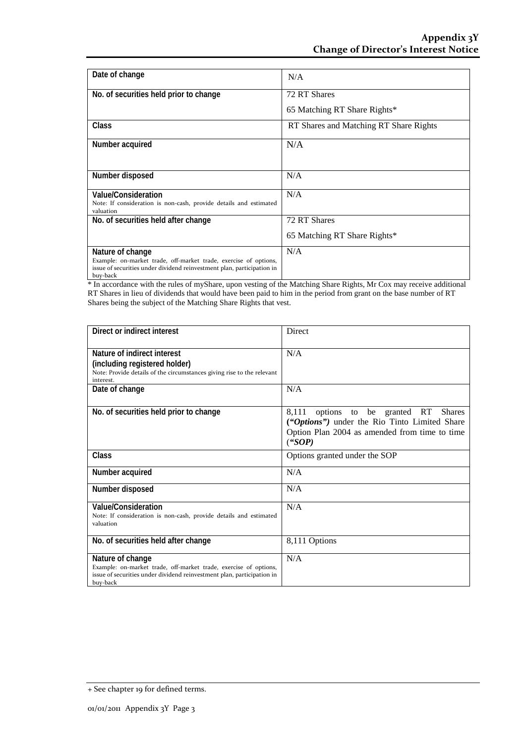| | |
|---|---|
| Date of change | N/A |
| No. of securities held prior to change | 72 RT Shares<br>65 Matching RT Share Rights* |
| Class | RT Shares and Matching RT Share Rights |
| Number acquired | N/A |
| Number disposed | N/A |
| Value/Consideration<br>Note: If consideration is non-cash, provide details and estimated valuation | N/A |
| No. of securities held after change | 72 RT Shares<br>65 Matching RT Share Rights* |
| Nature of change<br>Example: on-market trade, off-market trade, exercise of options, issue of securities under dividend reinvestment plan, participation in buy-back | N/A |

* In accordance with the rules of myShare, upon vesting of the Matching Share Rights, Mr Cox may receive additional RT Shares in lieu of dividends that would have been paid to him in the period from grant on the base number of RT Shares being the subject of the Matching Share Rights that vest.

| | |
|---|---|
| Direct or indirect interest | Direct |
| Nature of indirect interest<br>(including registered holder)<br>Note: Provide details of the circumstances giving rise to the relevant interest. | N/A |
| Date of change | N/A |
| No. of securities held prior to change | 8,111 options to be granted RT Shares (***"Options"***) under the Rio Tinto Limited Share Option Plan 2004 as amended from time to time (***"SOP***) |
| Class | Options granted under the SOP |
| Number acquired | N/A |
| Number disposed | N/A |
| Value/Consideration<br>Note: If consideration is non-cash, provide details and estimated valuation | N/A |
| No. of securities held after change | 8,111 Options |
| Nature of change<br>Example: on-market trade, off-market trade, exercise of options, issue of securities under dividend reinvestment plan, participation in buy-back | N/A |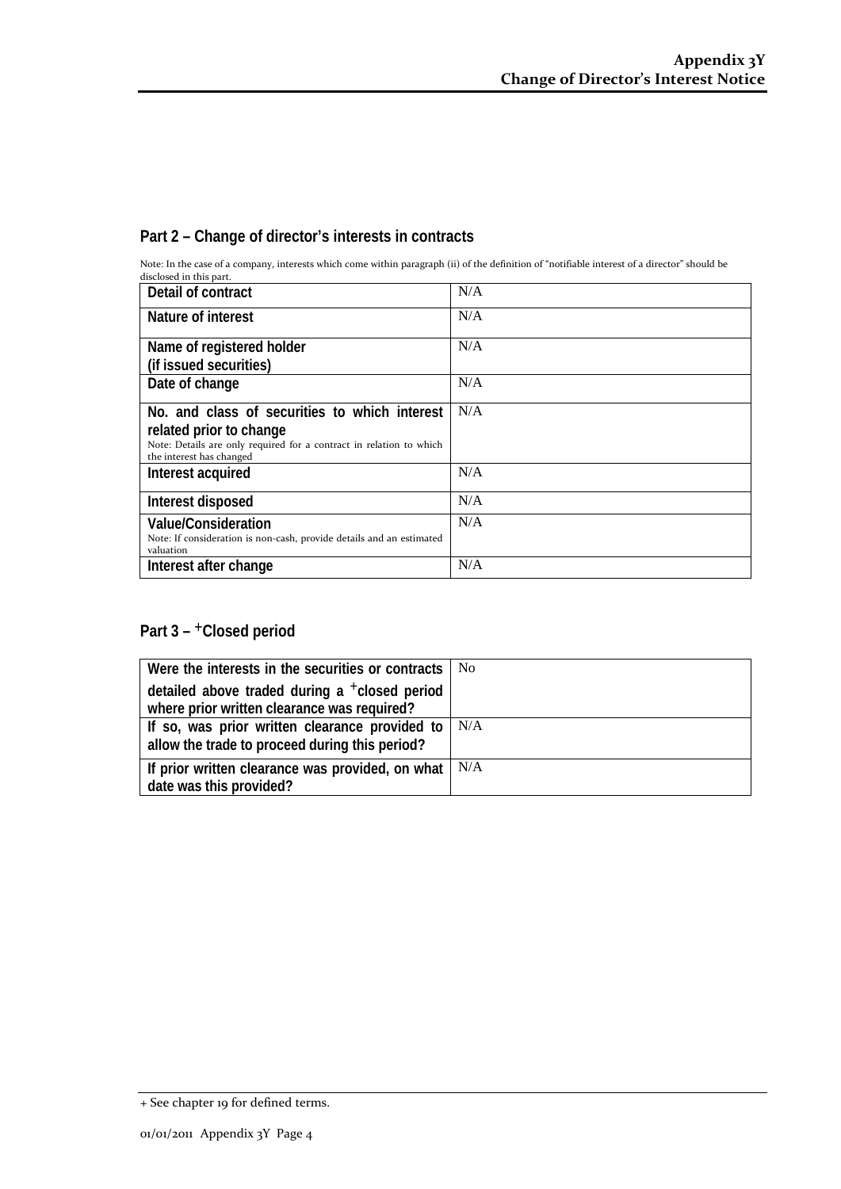## Part 2 – Change of director's interests in contracts

Note: In the case of a company, interests which come within paragraph (ii) of the definition of "notifiable interest of a director" should be disclosed in this part.

| | |
|---|---|
| **Detail of contract** | N/A |
| **Nature of interest** | N/A |
| **Name of registered holder (if issued securities)** | N/A |
| **Date of change** | N/A |
| **No. and class of securities to which interest related prior to change** Note: Details are only required for a contract in relation to which the interest has changed | N/A |
| **Interest acquired** | N/A |
| **Interest disposed** | N/A |
| **Value/Consideration** Note: If consideration is non-cash, provide details and an estimated valuation | N/A |
| **Interest after change** | N/A |

## Part 3 – +Closed period

| | |
|---|---|
| **Were the interests in the securities or contracts detailed above traded during a +closed period where prior written clearance was required?** | No |
| **If so, was prior written clearance provided to allow the trade to proceed during this period?** | N/A |
| **If prior written clearance was provided, on what date was this provided?** | N/A |

+ See chapter 19 for defined terms.